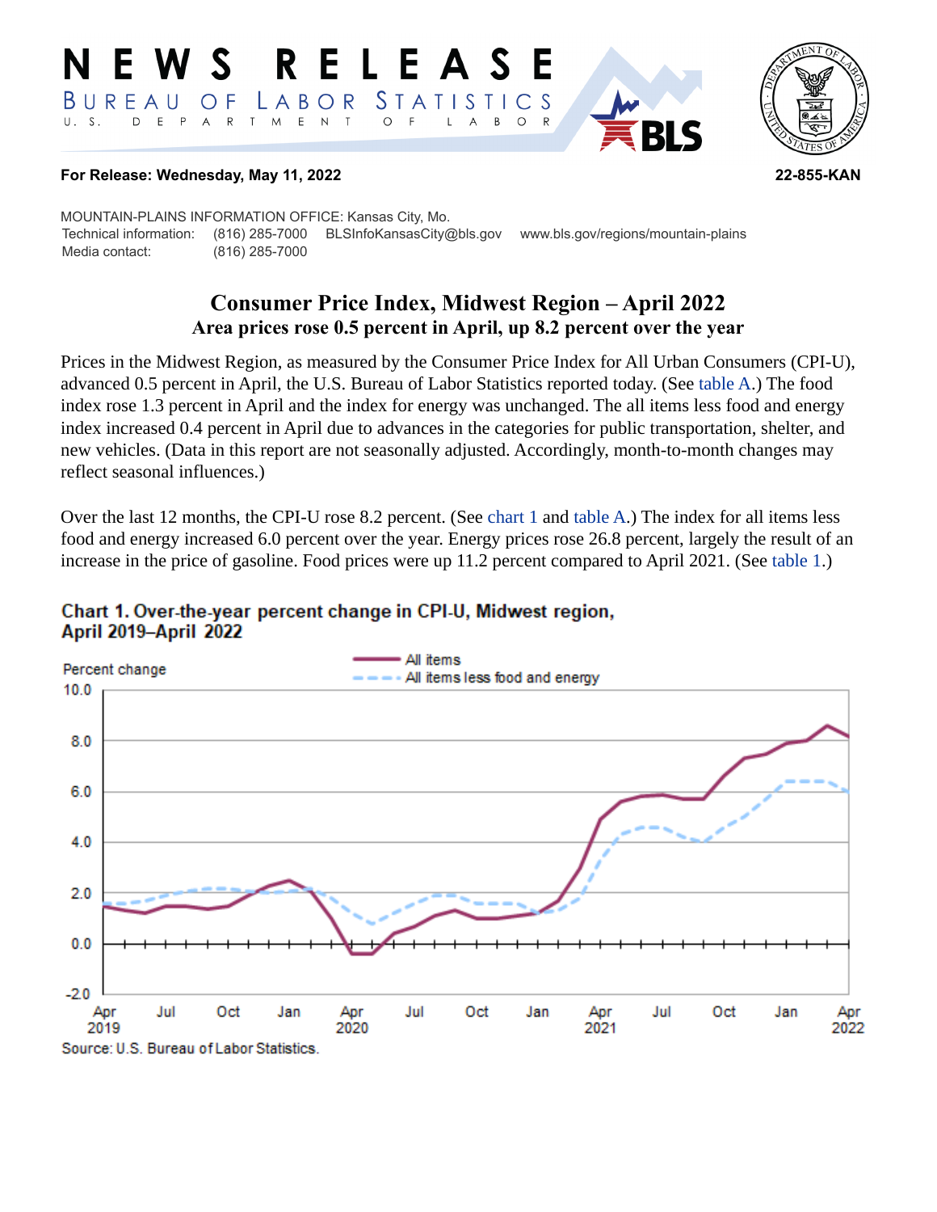# NEWS RELEASE

BUREAU OF LABOR STATISTICS

U. S. DEPARTMENT OF LABOR

**For Release: Wednesday, May 11, 2022** **22-855-KAN**

MOUNTAIN-PLAINS INFORMATION OFFICE: Kansas City, Mo.

Technical information: (816) 285-7000 BLSInfoKansasCity@bls.gov www.bls.gov/regions/mountain-plains

Media contact: (816) 285-7000

## Consumer Price Index, Midwest Region – April 2022

### Area prices rose 0.5 percent in April, up 8.2 percent over the year

Prices in the Midwest Region, as measured by the Consumer Price Index for All Urban Consumers (CPI-U), advanced 0.5 percent in April, the U.S. Bureau of Labor Statistics reported today. (See table A.) The food index rose 1.3 percent in April and the index for energy was unchanged. The all items less food and energy index increased 0.4 percent in April due to advances in the categories for public transportation, shelter, and new vehicles. (Data in this report are not seasonally adjusted. Accordingly, month-to-month changes may reflect seasonal influences.)

Over the last 12 months, the CPI-U rose 8.2 percent. (See chart 1 and table A.) The index for all items less food and energy increased 6.0 percent over the year. Energy prices rose 26.8 percent, largely the result of an increase in the price of gasoline. Food prices were up 11.2 percent compared to April 2021. (See table 1.)

**Chart 1. Over-the-year percent change in CPI-U, Midwest region, April 2019–April 2022**

Source: U.S. Bureau of Labor Statistics.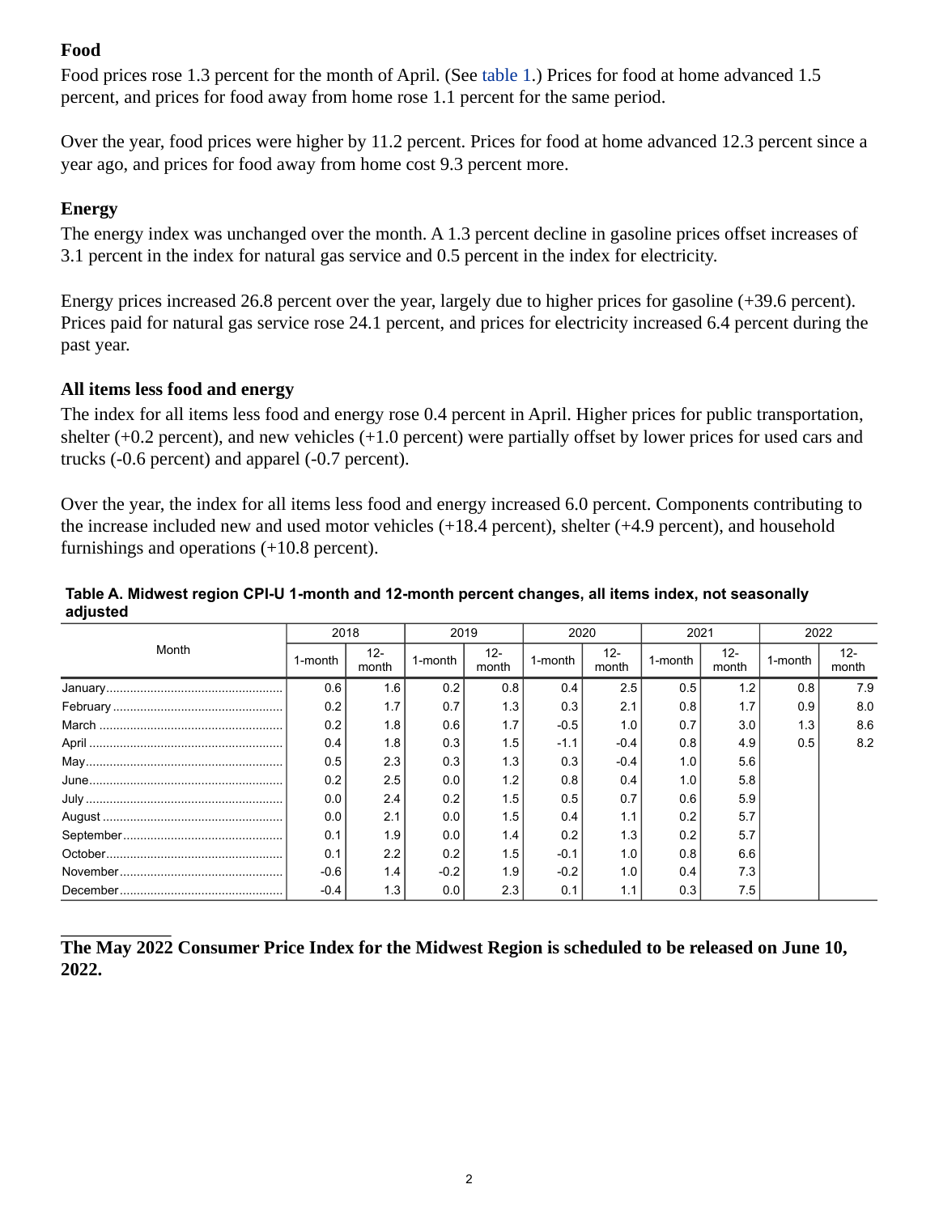### Food

Food prices rose 1.3 percent for the month of April. (See table 1.) Prices for food at home advanced 1.5 percent, and prices for food away from home rose 1.1 percent for the same period.

Over the year, food prices were higher by 11.2 percent. Prices for food at home advanced 12.3 percent since a year ago, and prices for food away from home cost 9.3 percent more.

### Energy

The energy index was unchanged over the month. A 1.3 percent decline in gasoline prices offset increases of 3.1 percent in the index for natural gas service and 0.5 percent in the index for electricity.

Energy prices increased 26.8 percent over the year, largely due to higher prices for gasoline (+39.6 percent). Prices paid for natural gas service rose 24.1 percent, and prices for electricity increased 6.4 percent during the past year.

### All items less food and energy

The index for all items less food and energy rose 0.4 percent in April. Higher prices for public transportation, shelter (+0.2 percent), and new vehicles (+1.0 percent) were partially offset by lower prices for used cars and trucks (-0.6 percent) and apparel (-0.7 percent).

Over the year, the index for all items less food and energy increased 6.0 percent. Components contributing to the increase included new and used motor vehicles (+18.4 percent), shelter (+4.9 percent), and household furnishings and operations (+10.8 percent).

**Table A. Midwest region CPI-U 1-month and 12-month percent changes, all items index, not seasonally adjusted**

| Month | 2018 | | 2019 | | 2020 | | 2021 | | 2022 | |
|---|---|---|---|---|---|---|---|---|---|---|
| | 1-month | 12-month | 1-month | 12-month | 1-month | 12-month | 1-month | 12-month | 1-month | 12-month |
| January | 0.6 | 1.6 | 0.2 | 0.8 | 0.4 | 2.5 | 0.5 | 1.2 | 0.8 | 7.9 |
| February | 0.2 | 1.7 | 0.7 | 1.3 | 0.3 | 2.1 | 0.8 | 1.7 | 0.9 | 8.0 |
| March | 0.2 | 1.8 | 0.6 | 1.7 | -0.5 | 1.0 | 0.7 | 3.0 | 1.3 | 8.6 |
| April | 0.4 | 1.8 | 0.3 | 1.5 | -1.1 | -0.4 | 0.8 | 4.9 | 0.5 | 8.2 |
| May | 0.5 | 2.3 | 0.3 | 1.3 | 0.3 | -0.4 | 1.0 | 5.6 | | |
| June | 0.2 | 2.5 | 0.0 | 1.2 | 0.8 | 0.4 | 1.0 | 5.8 | | |
| July | 0.0 | 2.4 | 0.2 | 1.5 | 0.5 | 0.7 | 0.6 | 5.9 | | |
| August | 0.0 | 2.1 | 0.0 | 1.5 | 0.4 | 1.1 | 0.2 | 5.7 | | |
| September | 0.1 | 1.9 | 0.0 | 1.4 | 0.2 | 1.3 | 0.2 | 5.7 | | |
| October | 0.1 | 2.2 | 0.2 | 1.5 | -0.1 | 1.0 | 0.8 | 6.6 | | |
| November | -0.6 | 1.4 | -0.2 | 1.9 | -0.2 | 1.0 | 0.4 | 7.3 | | |
| December | -0.4 | 1.3 | 0.0 | 2.3 | 0.1 | 1.1 | 0.3 | 7.5 | | |

---

**The May 2022 Consumer Price Index for the Midwest Region is scheduled to be released on June 10, 2022.**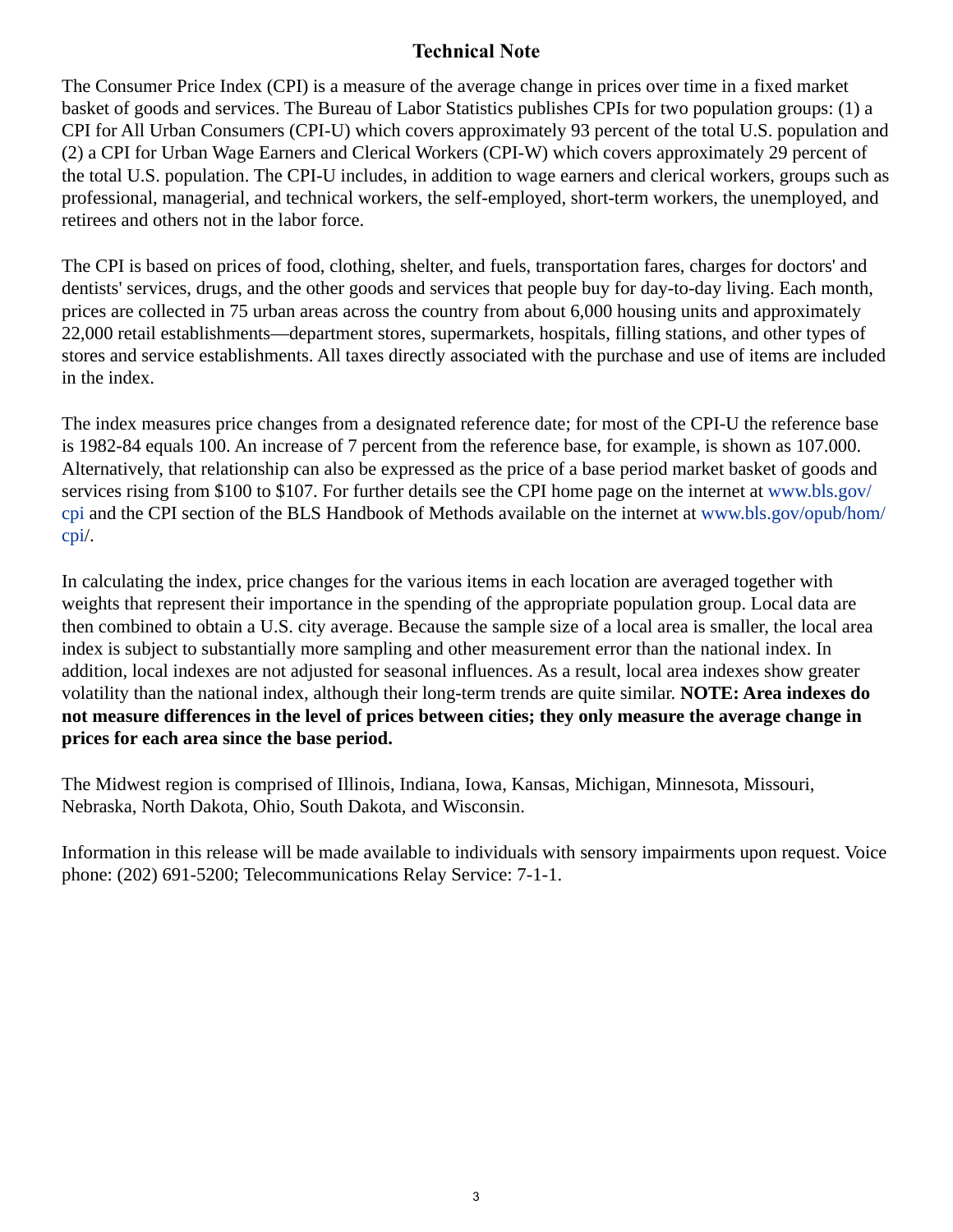## Technical Note

The Consumer Price Index (CPI) is a measure of the average change in prices over time in a fixed market basket of goods and services. The Bureau of Labor Statistics publishes CPIs for two population groups: (1) a CPI for All Urban Consumers (CPI-U) which covers approximately 93 percent of the total U.S. population and (2) a CPI for Urban Wage Earners and Clerical Workers (CPI-W) which covers approximately 29 percent of the total U.S. population. The CPI-U includes, in addition to wage earners and clerical workers, groups such as professional, managerial, and technical workers, the self-employed, short-term workers, the unemployed, and retirees and others not in the labor force.

The CPI is based on prices of food, clothing, shelter, and fuels, transportation fares, charges for doctors' and dentists' services, drugs, and the other goods and services that people buy for day-to-day living. Each month, prices are collected in 75 urban areas across the country from about 6,000 housing units and approximately 22,000 retail establishments—department stores, supermarkets, hospitals, filling stations, and other types of stores and service establishments. All taxes directly associated with the purchase and use of items are included in the index.

The index measures price changes from a designated reference date; for most of the CPI-U the reference base is 1982-84 equals 100. An increase of 7 percent from the reference base, for example, is shown as 107.000. Alternatively, that relationship can also be expressed as the price of a base period market basket of goods and services rising from $100 to $107. For further details see the CPI home page on the internet at www.bls.gov/cpi and the CPI section of the BLS Handbook of Methods available on the internet at www.bls.gov/opub/hom/cpi/.

In calculating the index, price changes for the various items in each location are averaged together with weights that represent their importance in the spending of the appropriate population group. Local data are then combined to obtain a U.S. city average. Because the sample size of a local area is smaller, the local area index is subject to substantially more sampling and other measurement error than the national index. In addition, local indexes are not adjusted for seasonal influences. As a result, local area indexes show greater volatility than the national index, although their long-term trends are quite similar. **NOTE: Area indexes do not measure differences in the level of prices between cities; they only measure the average change in prices for each area since the base period.**

The Midwest region is comprised of Illinois, Indiana, Iowa, Kansas, Michigan, Minnesota, Missouri, Nebraska, North Dakota, Ohio, South Dakota, and Wisconsin.

Information in this release will be made available to individuals with sensory impairments upon request. Voice phone: (202) 691-5200; Telecommunications Relay Service: 7-1-1.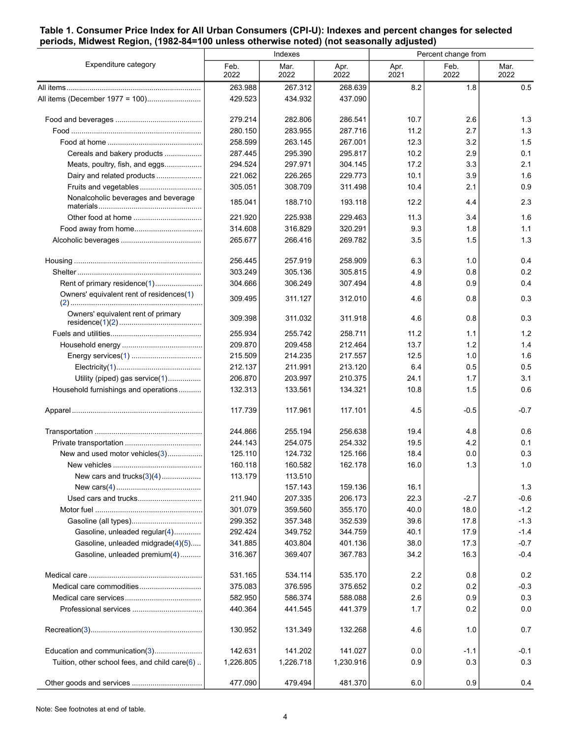**Table 1. Consumer Price Index for All Urban Consumers (CPI-U): Indexes and percent changes for selected periods, Midwest Region, (1982-84=100 unless otherwise noted) (not seasonally adjusted)**

| Expenditure category | Indexes | | | Percent change from | | |
|---|---|---|---|---|---|---|
| | Feb. 2022 | Mar. 2022 | Apr. 2022 | Apr. 2021 | Feb. 2022 | Mar. 2022 |
| All items | 263.988 | 267.312 | 268.639 | 8.2 | 1.8 | 0.5 |
| All items (December 1977 = 100) | 429.523 | 434.932 | 437.090 | | | |
| Food and beverages | 279.214 | 282.806 | 286.541 | 10.7 | 2.6 | 1.3 |
| Food | 280.150 | 283.955 | 287.716 | 11.2 | 2.7 | 1.3 |
| Food at home | 258.599 | 263.145 | 267.001 | 12.3 | 3.2 | 1.5 |
| Cereals and bakery products | 287.445 | 295.390 | 295.817 | 10.2 | 2.9 | 0.1 |
| Meats, poultry, fish, and eggs | 294.524 | 297.971 | 304.145 | 17.2 | 3.3 | 2.1 |
| Dairy and related products | 221.062 | 226.265 | 229.773 | 10.1 | 3.9 | 1.6 |
| Fruits and vegetables | 305.051 | 308.709 | 311.498 | 10.4 | 2.1 | 0.9 |
| Nonalcoholic beverages and beverage materials | 185.041 | 188.710 | 193.118 | 12.2 | 4.4 | 2.3 |
| Other food at home | 221.920 | 225.938 | 229.463 | 11.3 | 3.4 | 1.6 |
| Food away from home | 314.608 | 316.829 | 320.291 | 9.3 | 1.8 | 1.1 |
| Alcoholic beverages | 265.677 | 266.416 | 269.782 | 3.5 | 1.5 | 1.3 |
| Housing | 256.445 | 257.919 | 258.909 | 6.3 | 1.0 | 0.4 |
| Shelter | 303.249 | 305.136 | 305.815 | 4.9 | 0.8 | 0.2 |
| Rent of primary residence(1) | 304.666 | 306.249 | 307.494 | 4.8 | 0.9 | 0.4 |
| Owners' equivalent rent of residences(1)(2) | 309.495 | 311.127 | 312.010 | 4.6 | 0.8 | 0.3 |
| Owners' equivalent rent of primary residence(1)(2) | 309.398 | 311.032 | 311.918 | 4.6 | 0.8 | 0.3 |
| Fuels and utilities | 255.934 | 255.742 | 258.711 | 11.2 | 1.1 | 1.2 |
| Household energy | 209.870 | 209.458 | 212.464 | 13.7 | 1.2 | 1.4 |
| Energy services(1) | 215.509 | 214.235 | 217.557 | 12.5 | 1.0 | 1.6 |
| Electricity(1) | 212.137 | 211.991 | 213.120 | 6.4 | 0.5 | 0.5 |
| Utility (piped) gas service(1) | 206.870 | 203.997 | 210.375 | 24.1 | 1.7 | 3.1 |
| Household furnishings and operations | 132.313 | 133.561 | 134.321 | 10.8 | 1.5 | 0.6 |
| Apparel | 117.739 | 117.961 | 117.101 | 4.5 | -0.5 | -0.7 |
| Transportation | 244.866 | 255.194 | 256.638 | 19.4 | 4.8 | 0.6 |
| Private transportation | 244.143 | 254.075 | 254.332 | 19.5 | 4.2 | 0.1 |
| New and used motor vehicles(3) | 125.110 | 124.732 | 125.166 | 18.4 | 0.0 | 0.3 |
| New vehicles | 160.118 | 160.582 | 162.178 | 16.0 | 1.3 | 1.0 |
| New cars and trucks(3)(4) | 113.179 | 113.510 | | | | |
| New cars(4) | | 157.143 | 159.136 | 16.1 | | 1.3 |
| Used cars and trucks | 211.940 | 207.335 | 206.173 | 22.3 | -2.7 | -0.6 |
| Motor fuel | 301.079 | 359.560 | 355.170 | 40.0 | 18.0 | -1.2 |
| Gasoline (all types) | 299.352 | 357.348 | 352.539 | 39.6 | 17.8 | -1.3 |
| Gasoline, unleaded regular(4) | 292.424 | 349.752 | 344.759 | 40.1 | 17.9 | -1.4 |
| Gasoline, unleaded midgrade(4)(5) | 341.885 | 403.804 | 401.136 | 38.0 | 17.3 | -0.7 |
| Gasoline, unleaded premium(4) | 316.367 | 369.407 | 367.783 | 34.2 | 16.3 | -0.4 |
| Medical care | 531.165 | 534.114 | 535.170 | 2.2 | 0.8 | 0.2 |
| Medical care commodities | 375.083 | 376.595 | 375.652 | 0.2 | 0.2 | -0.3 |
| Medical care services | 582.950 | 586.374 | 588.088 | 2.6 | 0.9 | 0.3 |
| Professional services | 440.364 | 441.545 | 441.379 | 1.7 | 0.2 | 0.0 |
| Recreation(3) | 130.952 | 131.349 | 132.268 | 4.6 | 1.0 | 0.7 |
| Education and communication(3) | 142.631 | 141.202 | 141.027 | 0.0 | -1.1 | -0.1 |
| Tuition, other school fees, and child care(6) | 1,226.805 | 1,226.718 | 1,230.916 | 0.9 | 0.3 | 0.3 |
| Other goods and services | 477.090 | 479.494 | 481.370 | 6.0 | 0.9 | 0.4 |

Note: See footnotes at end of table.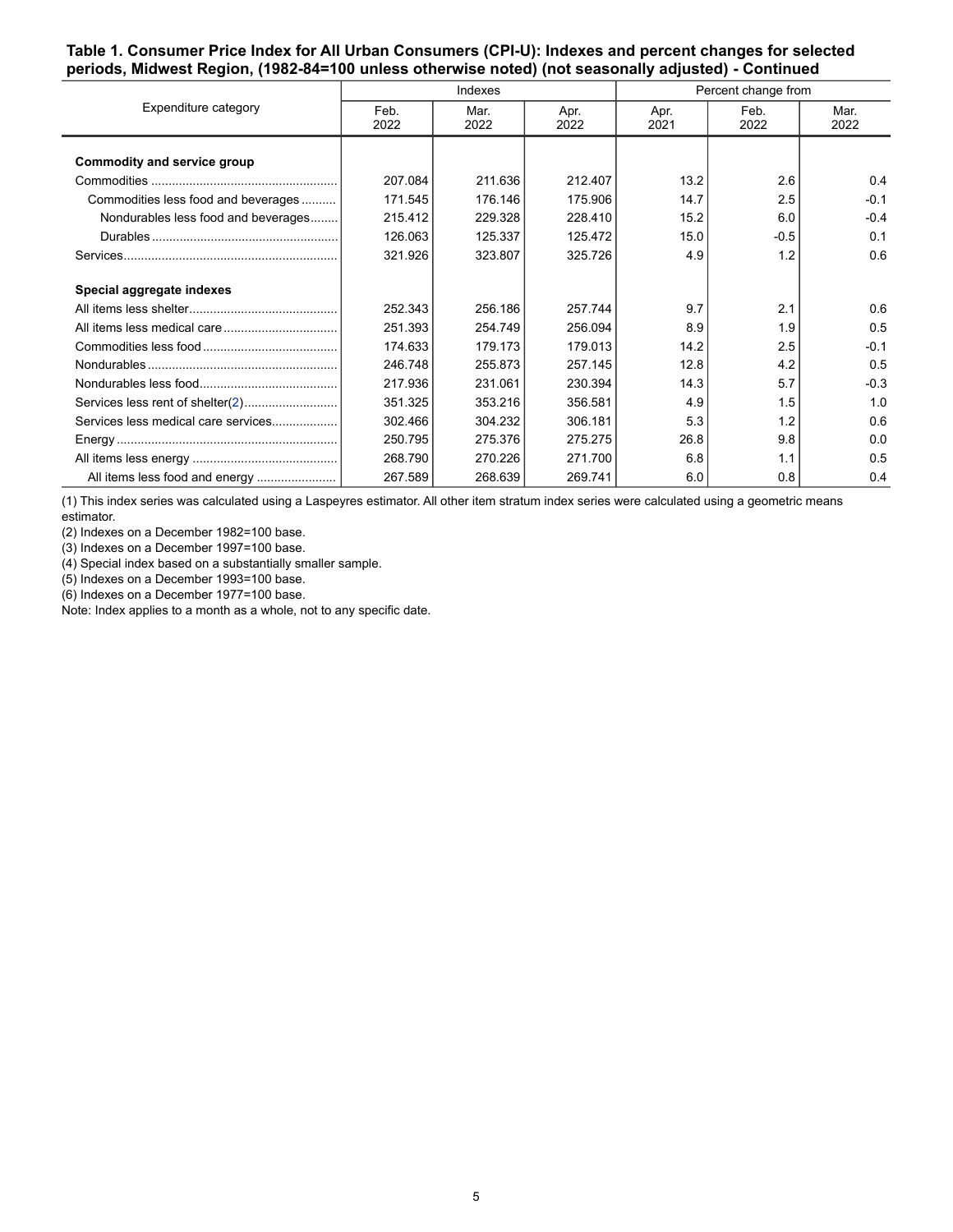**Table 1. Consumer Price Index for All Urban Consumers (CPI-U): Indexes and percent changes for selected periods, Midwest Region, (1982-84=100 unless otherwise noted) (not seasonally adjusted) - Continued**

| Expenditure category | Indexes | | | Percent change from | | |
|---|---|---|---|---|---|---|
| | Feb. 2022 | Mar. 2022 | Apr. 2022 | Apr. 2021 | Feb. 2022 | Mar. 2022 |
| **Commodity and service group** | | | | | | |
| Commodities | 207.084 | 211.636 | 212.407 | 13.2 | 2.6 | 0.4 |
| Commodities less food and beverages | 171.545 | 176.146 | 175.906 | 14.7 | 2.5 | -0.1 |
| Nondurables less food and beverages | 215.412 | 229.328 | 228.410 | 15.2 | 6.0 | -0.4 |
| Durables | 126.063 | 125.337 | 125.472 | 15.0 | -0.5 | 0.1 |
| Services | 321.926 | 323.807 | 325.726 | 4.9 | 1.2 | 0.6 |
| **Special aggregate indexes** | | | | | | |
| All items less shelter | 252.343 | 256.186 | 257.744 | 9.7 | 2.1 | 0.6 |
| All items less medical care | 251.393 | 254.749 | 256.094 | 8.9 | 1.9 | 0.5 |
| Commodities less food | 174.633 | 179.173 | 179.013 | 14.2 | 2.5 | -0.1 |
| Nondurables | 246.748 | 255.873 | 257.145 | 12.8 | 4.2 | 0.5 |
| Nondurables less food | 217.936 | 231.061 | 230.394 | 14.3 | 5.7 | -0.3 |
| Services less rent of shelter(2) | 351.325 | 353.216 | 356.581 | 4.9 | 1.5 | 1.0 |
| Services less medical care services | 302.466 | 304.232 | 306.181 | 5.3 | 1.2 | 0.6 |
| Energy | 250.795 | 275.376 | 275.275 | 26.8 | 9.8 | 0.0 |
| All items less energy | 268.790 | 270.226 | 271.700 | 6.8 | 1.1 | 0.5 |
| All items less food and energy | 267.589 | 268.639 | 269.741 | 6.0 | 0.8 | 0.4 |

(1) This index series was calculated using a Laspeyres estimator. All other item stratum index series were calculated using a geometric means estimator.
(2) Indexes on a December 1982=100 base.
(3) Indexes on a December 1997=100 base.
(4) Special index based on a substantially smaller sample.
(5) Indexes on a December 1993=100 base.
(6) Indexes on a December 1977=100 base.
Note: Index applies to a month as a whole, not to any specific date.